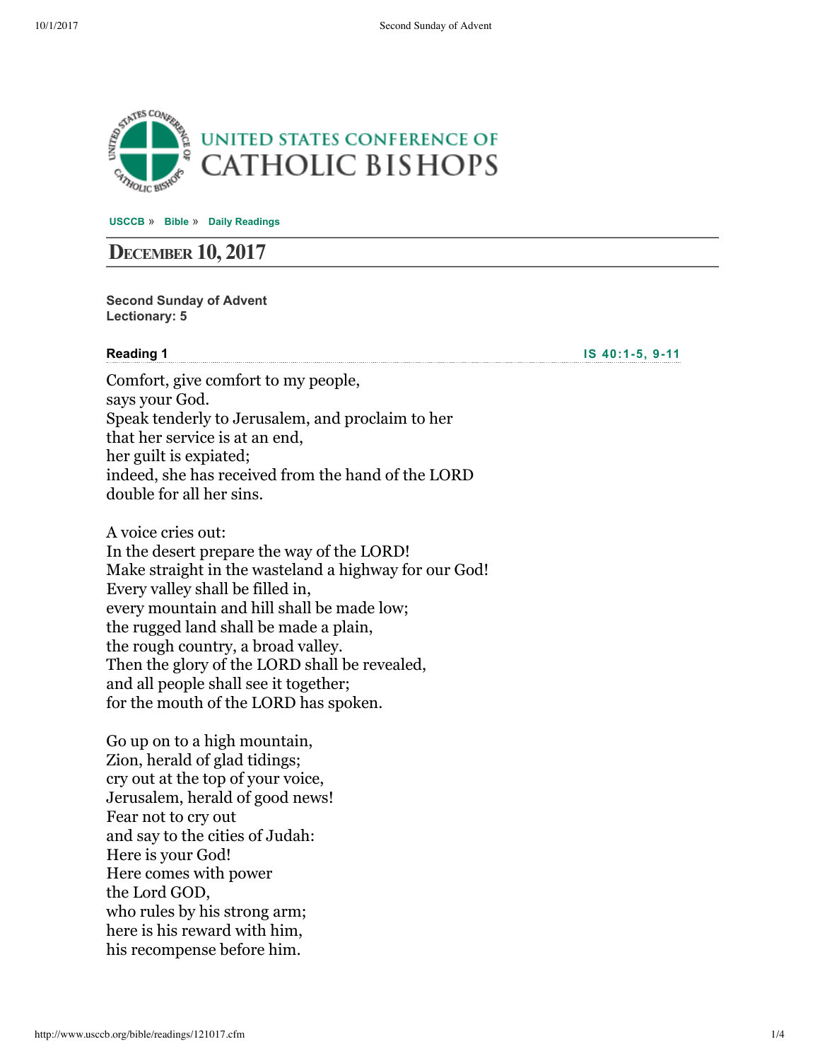UNITED STATES CONFERENCE OF CATHOLIC BISHOPS

USCCB » Bible » Daily Readings

## December 10, 2017

**Second Sunday of Advent**
**Lectionary: 5**

**Reading 1** IS 40:1-5, 9-11

Comfort, give comfort to my people,
says your God.
Speak tenderly to Jerusalem, and proclaim to her
that her service is at an end,
her guilt is expiated;
indeed, she has received from the hand of the LORD
double for all her sins.

A voice cries out:
In the desert prepare the way of the LORD!
Make straight in the wasteland a highway for our God!
Every valley shall be filled in,
every mountain and hill shall be made low;
the rugged land shall be made a plain,
the rough country, a broad valley.
Then the glory of the LORD shall be revealed,
and all people shall see it together;
for the mouth of the LORD has spoken.

Go up on to a high mountain,
Zion, herald of glad tidings;
cry out at the top of your voice,
Jerusalem, herald of good news!
Fear not to cry out
and say to the cities of Judah:
Here is your God!
Here comes with power
the Lord GOD,
who rules by his strong arm;
here is his reward with him,
his recompense before him.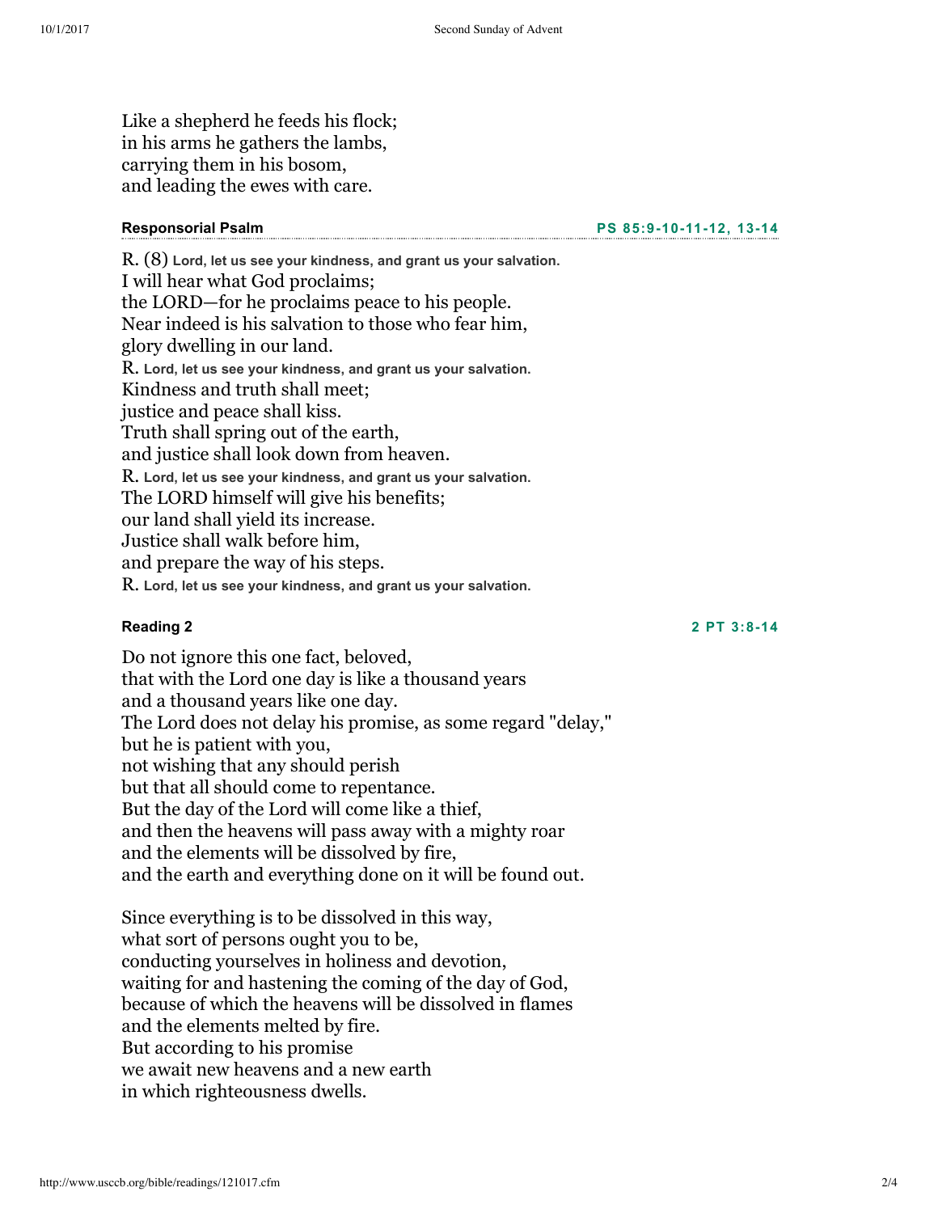Like a shepherd he feeds his flock;
in his arms he gathers the lambs,
carrying them in his bosom,
and leading the ewes with care.

### Responsorial Psalm

**PS 85:9-10-11-12, 13-14**

R. (8) **Lord, let us see your kindness, and grant us your salvation.**
I will hear what God proclaims;
the LORD—for he proclaims peace to his people.
Near indeed is his salvation to those who fear him,
glory dwelling in our land.
R. **Lord, let us see your kindness, and grant us your salvation.**
Kindness and truth shall meet;
justice and peace shall kiss.
Truth shall spring out of the earth,
and justice shall look down from heaven.
R. **Lord, let us see your kindness, and grant us your salvation.**
The LORD himself will give his benefits;
our land shall yield its increase.
Justice shall walk before him,
and prepare the way of his steps.
R. **Lord, let us see your kindness, and grant us your salvation.**

### Reading 2

**2 PT 3:8-14**

Do not ignore this one fact, beloved,
that with the Lord one day is like a thousand years
and a thousand years like one day.
The Lord does not delay his promise, as some regard "delay,"
but he is patient with you,
not wishing that any should perish
but that all should come to repentance.
But the day of the Lord will come like a thief,
and then the heavens will pass away with a mighty roar
and the elements will be dissolved by fire,
and the earth and everything done on it will be found out.

Since everything is to be dissolved in this way,
what sort of persons ought you to be,
conducting yourselves in holiness and devotion,
waiting for and hastening the coming of the day of God,
because of which the heavens will be dissolved in flames
and the elements melted by fire.
But according to his promise
we await new heavens and a new earth
in which righteousness dwells.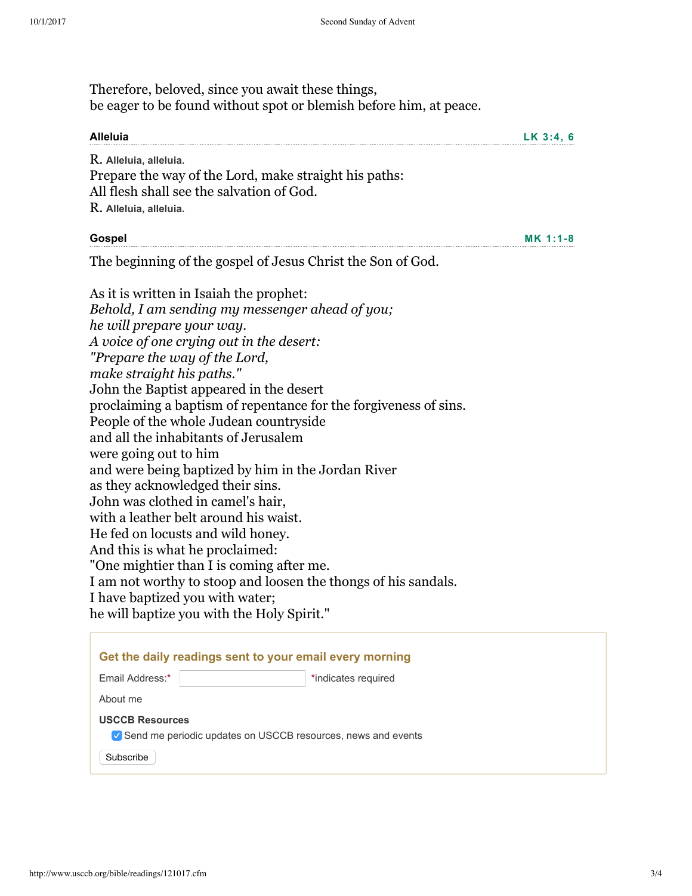Therefore, beloved, since you await these things,
be eager to be found without spot or blemish before him, at peace.

**Alleluia** — **LK 3:4, 6**

R. **Alleluia, alleluia.**
Prepare the way of the Lord, make straight his paths:
All flesh shall see the salvation of God.
R. **Alleluia, alleluia.**

**Gospel** — **MK 1:1-8**

The beginning of the gospel of Jesus Christ the Son of God.

As it is written in Isaiah the prophet:
*Behold, I am sending my messenger ahead of you;*
*he will prepare your way.*
*A voice of one crying out in the desert:*
*"Prepare the way of the Lord,*
*make straight his paths."*
John the Baptist appeared in the desert
proclaiming a baptism of repentance for the forgiveness of sins.
People of the whole Judean countryside
and all the inhabitants of Jerusalem
were going out to him
and were being baptized by him in the Jordan River
as they acknowledged their sins.
John was clothed in camel's hair,
with a leather belt around his waist.
He fed on locusts and wild honey.
And this is what he proclaimed:
"One mightier than I is coming after me.
I am not worthy to stoop and loosen the thongs of his sandals.
I have baptized you with water;
he will baptize you with the Holy Spirit."

**Get the daily readings sent to your email every morning**

Email Address:* *indicates required

About me

**USCCB Resources**

- [x] Send me periodic updates on USCCB resources, news and events

Subscribe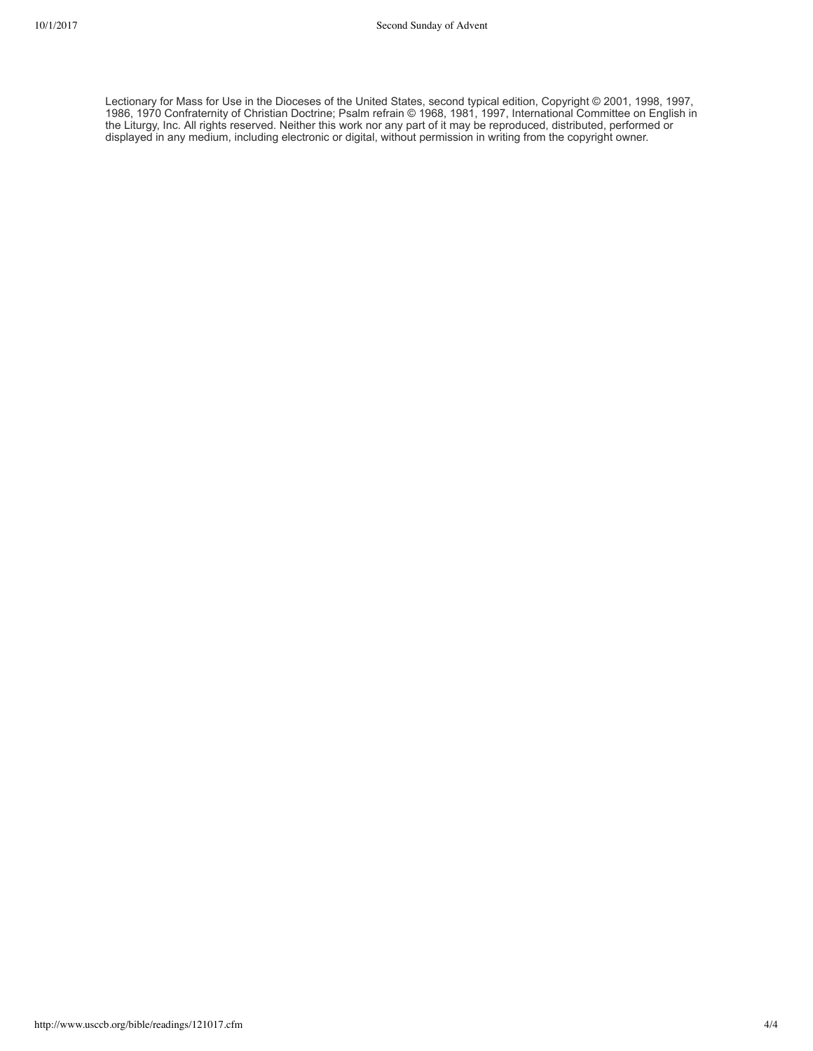Lectionary for Mass for Use in the Dioceses of the United States, second typical edition, Copyright © 2001, 1998, 1997, 1986, 1970 Confraternity of Christian Doctrine; Psalm refrain © 1968, 1981, 1997, International Committee on English in the Liturgy, Inc. All rights reserved. Neither this work nor any part of it may be reproduced, distributed, performed or displayed in any medium, including electronic or digital, without permission in writing from the copyright owner.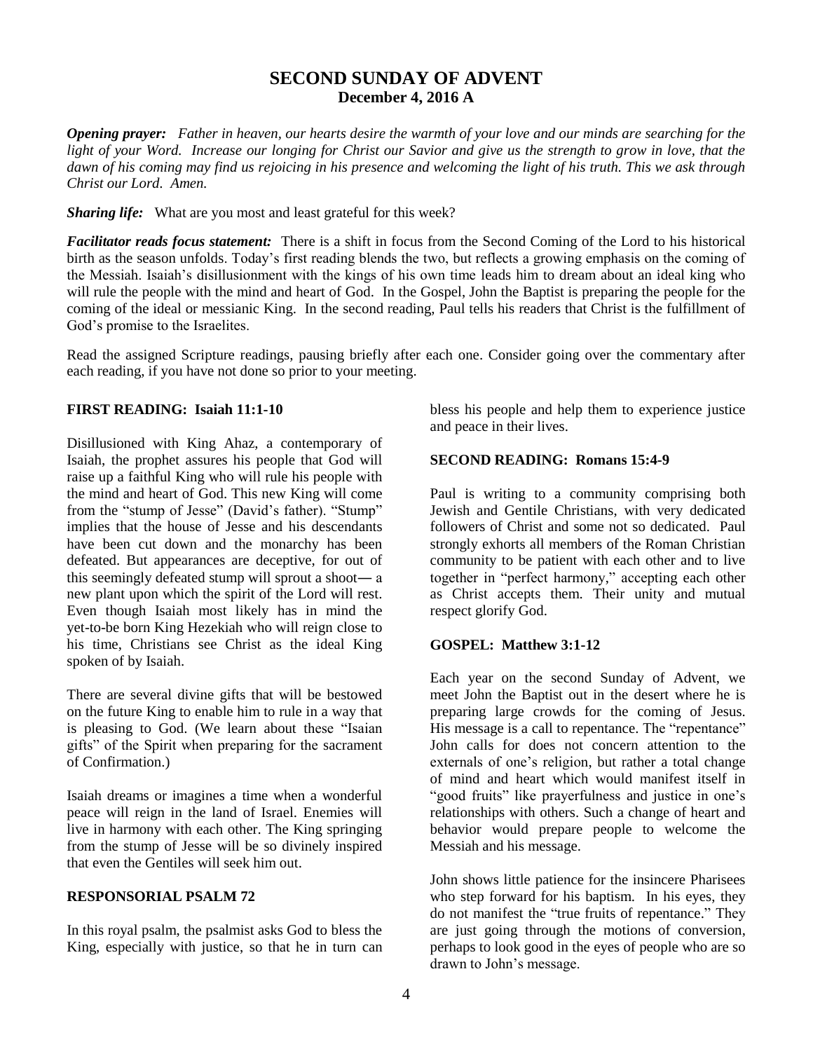# SECOND SUNDAY OF ADVENT
## December 4, 2016 A

***Opening prayer:*** *Father in heaven, our hearts desire the warmth of your love and our minds are searching for the light of your Word. Increase our longing for Christ our Savior and give us the strength to grow in love, that the dawn of his coming may find us rejoicing in his presence and welcoming the light of his truth. This we ask through Christ our Lord. Amen.*

***Sharing life:*** What are you most and least grateful for this week?

***Facilitator reads focus statement:*** There is a shift in focus from the Second Coming of the Lord to his historical birth as the season unfolds. Today's first reading blends the two, but reflects a growing emphasis on the coming of the Messiah. Isaiah's disillusionment with the kings of his own time leads him to dream about an ideal king who will rule the people with the mind and heart of God. In the Gospel, John the Baptist is preparing the people for the coming of the ideal or messianic King. In the second reading, Paul tells his readers that Christ is the fulfillment of God's promise to the Israelites.

Read the assigned Scripture readings, pausing briefly after each one. Consider going over the commentary after each reading, if you have not done so prior to your meeting.

### FIRST READING: Isaiah 11:1-10

Disillusioned with King Ahaz, a contemporary of Isaiah, the prophet assures his people that God will raise up a faithful King who will rule his people with the mind and heart of God. This new King will come from the "stump of Jesse" (David's father). "Stump" implies that the house of Jesse and his descendants have been cut down and the monarchy has been defeated. But appearances are deceptive, for out of this seemingly defeated stump will sprout a shoot― a new plant upon which the spirit of the Lord will rest. Even though Isaiah most likely has in mind the yet-to-be born King Hezekiah who will reign close to his time, Christians see Christ as the ideal King spoken of by Isaiah.

There are several divine gifts that will be bestowed on the future King to enable him to rule in a way that is pleasing to God. (We learn about these "Isaian gifts" of the Spirit when preparing for the sacrament of Confirmation.)

Isaiah dreams or imagines a time when a wonderful peace will reign in the land of Israel. Enemies will live in harmony with each other. The King springing from the stump of Jesse will be so divinely inspired that even the Gentiles will seek him out.

### RESPONSORIAL PSALM 72

In this royal psalm, the psalmist asks God to bless the King, especially with justice, so that he in turn can bless his people and help them to experience justice and peace in their lives.

### SECOND READING: Romans 15:4-9

Paul is writing to a community comprising both Jewish and Gentile Christians, with very dedicated followers of Christ and some not so dedicated. Paul strongly exhorts all members of the Roman Christian community to be patient with each other and to live together in "perfect harmony," accepting each other as Christ accepts them. Their unity and mutual respect glorify God.

### GOSPEL: Matthew 3:1-12

Each year on the second Sunday of Advent, we meet John the Baptist out in the desert where he is preparing large crowds for the coming of Jesus. His message is a call to repentance. The "repentance" John calls for does not concern attention to the externals of one's religion, but rather a total change of mind and heart which would manifest itself in "good fruits" like prayerfulness and justice in one's relationships with others. Such a change of heart and behavior would prepare people to welcome the Messiah and his message.

John shows little patience for the insincere Pharisees who step forward for his baptism. In his eyes, they do not manifest the "true fruits of repentance." They are just going through the motions of conversion, perhaps to look good in the eyes of people who are so drawn to John's message.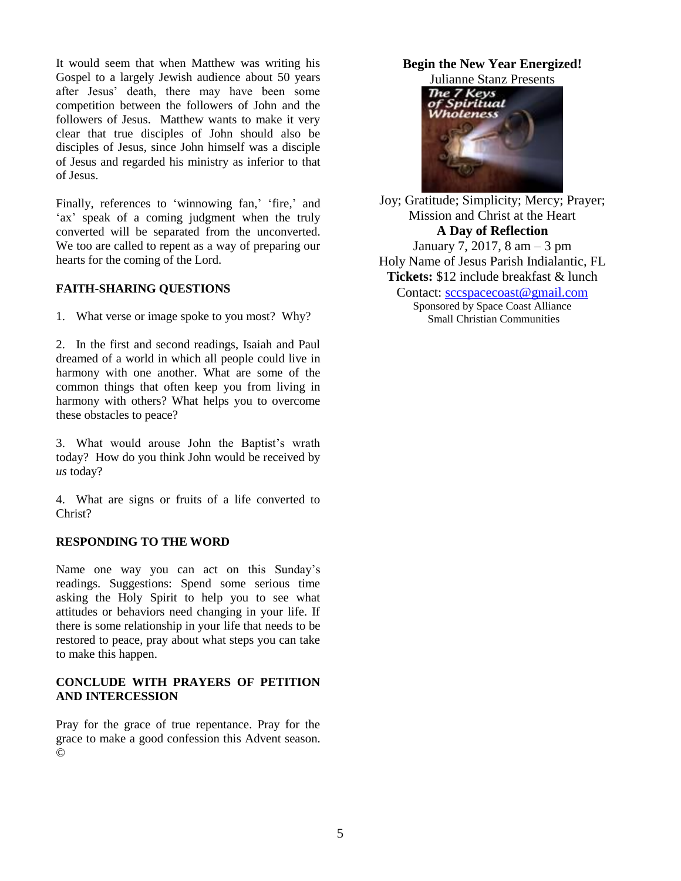It would seem that when Matthew was writing his Gospel to a largely Jewish audience about 50 years after Jesus' death, there may have been some competition between the followers of John and the followers of Jesus. Matthew wants to make it very clear that true disciples of John should also be disciples of Jesus, since John himself was a disciple of Jesus and regarded his ministry as inferior to that of Jesus.

Finally, references to 'winnowing fan,' 'fire,' and 'ax' speak of a coming judgment when the truly converted will be separated from the unconverted. We too are called to repent as a way of preparing our hearts for the coming of the Lord.

**FAITH-SHARING QUESTIONS**

1. What verse or image spoke to you most? Why?

2. In the first and second readings, Isaiah and Paul dreamed of a world in which all people could live in harmony with one another. What are some of the common things that often keep you from living in harmony with others? What helps you to overcome these obstacles to peace?

3. What would arouse John the Baptist's wrath today? How do you think John would be received by *us* today?

4. What are signs or fruits of a life converted to Christ?

**RESPONDING TO THE WORD**

Name one way you can act on this Sunday's readings. Suggestions: Spend some serious time asking the Holy Spirit to help you to see what attitudes or behaviors need changing in your life. If there is some relationship in your life that needs to be restored to peace, pray about what steps you can take to make this happen.

**CONCLUDE WITH PRAYERS OF PETITION AND INTERCESSION**

Pray for the grace of true repentance. Pray for the grace to make a good confession this Advent season. ©

**Begin the New Year Energized!**

Julianne Stanz Presents

The 7 Keys of Spiritual Wholeness

Joy; Gratitude; Simplicity; Mercy; Prayer; Mission and Christ at the Heart

**A Day of Reflection**

January 7, 2017, 8 am – 3 pm

Holy Name of Jesus Parish Indialantic, FL

**Tickets:** $12 include breakfast & lunch

Contact: sccspacecoast@gmail.com

Sponsored by Space Coast Alliance Small Christian Communities